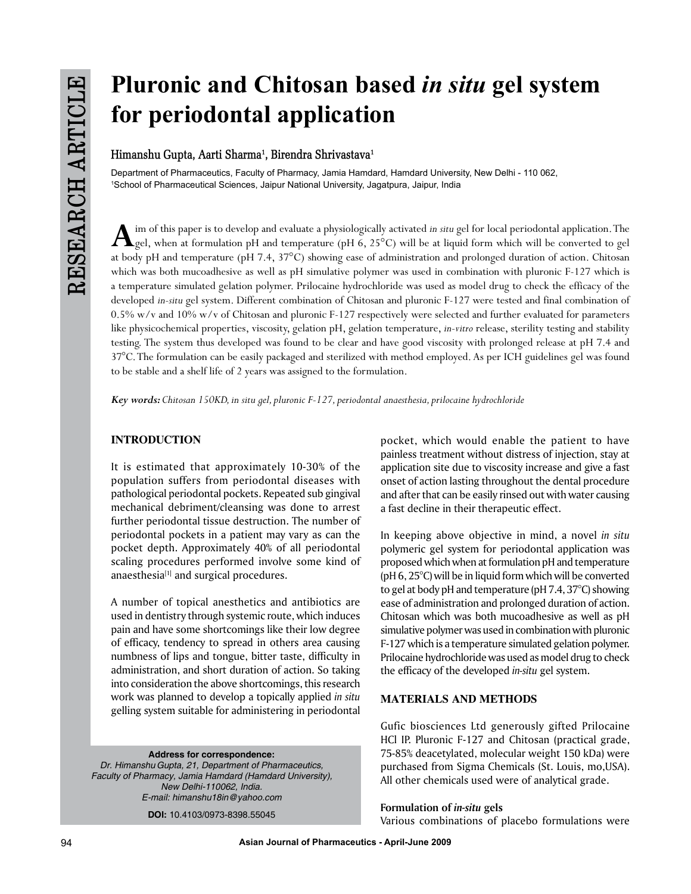# Pluronic and Chitosan based *in situ* gel system for periodontal application

**Himanshu Gupta, Aarti Sharma[1], Birendra Shrivastava[1]**

Department of Pharmaceutics, Faculty of Pharmacy, Jamia Hamdard, Hamdard University, New Delhi - 110 062,
[1]School of Pharmaceutical Sciences, Jaipur National University, Jagatpura, Jaipur, India

Aim of this paper is to develop and evaluate a physiologically activated *in situ* gel for local periodontal application. The gel, when at formulation pH and temperature (pH 6, 25°C) will be at liquid form which will be converted to gel at body pH and temperature (pH 7.4, 37°C) showing ease of administration and prolonged duration of action. Chitosan which was both mucoadhesive as well as pH simulative polymer was used in combination with pluronic F-127 which is a temperature simulated gelation polymer. Prilocaine hydrochloride was used as model drug to check the efficacy of the developed *in-situ* gel system. Different combination of Chitosan and pluronic F-127 were tested and final combination of 0.5% w/v and 10% w/v of Chitosan and pluronic F-127 respectively were selected and further evaluated for parameters like physicochemical properties, viscosity, gelation pH, gelation temperature, *in-vitro* release, sterility testing and stability testing. The system thus developed was found to be clear and have good viscosity with prolonged release at pH 7.4 and 37°C. The formulation can be easily packaged and sterilized with method employed. As per ICH guidelines gel was found to be stable and a shelf life of 2 years was assigned to the formulation.

***Key words:*** *Chitosan 150KD, in situ gel, pluronic F-127, periodontal anaesthesia, prilocaine hydrochloride*

## INTRODUCTION

It is estimated that approximately 10-30% of the population suffers from periodontal diseases with pathological periodontal pockets. Repeated sub gingival mechanical debriment/cleansing was done to arrest further periodontal tissue destruction. The number of periodontal pockets in a patient may vary as can the pocket depth. Approximately 40% of all periodontal scaling procedures performed involve some kind of anaesthesia[1] and surgical procedures.

A number of topical anesthetics and antibiotics are used in dentistry through systemic route, which induces pain and have some shortcomings like their low degree of efficacy, tendency to spread in others area causing numbness of lips and tongue, bitter taste, difficulty in administration, and short duration of action. So taking into consideration the above shortcomings, this research work was planned to develop a topically applied *in situ* gelling system suitable for administering in periodontal pocket, which would enable the patient to have painless treatment without distress of injection, stay at application site due to viscosity increase and give a fast onset of action lasting throughout the dental procedure and after that can be easily rinsed out with water causing a fast decline in their therapeutic effect.

In keeping above objective in mind, a novel *in situ* polymeric gel system for periodontal application was proposed which when at formulation pH and temperature (pH 6, 25°C) will be in liquid form which will be converted to gel at body pH and temperature (pH 7.4, 37°C) showing ease of administration and prolonged duration of action. Chitosan which was both mucoadhesive as well as pH simulative polymer was used in combination with pluronic F-127 which is a temperature simulated gelation polymer. Prilocaine hydrochloride was used as model drug to check the efficacy of the developed *in-situ* gel system.

## MATERIALS AND METHODS

Gufic biosciences Ltd generously gifted Prilocaine HCl IP. Pluronic F-127 and Chitosan (practical grade, 75-85% deacetylated, molecular weight 150 kDa) were purchased from Sigma Chemicals (St. Louis, mo,USA). All other chemicals used were of analytical grade.

### Formulation of *in-situ* gels

Various combinations of placebo formulations were

**Address for correspondence:**
*Dr. Himanshu Gupta, 21, Department of Pharmaceutics, Faculty of Pharmacy, Jamia Hamdard (Hamdard University), New Delhi-110062, India.*
*E-mail: himanshu18in@yahoo.com*

**DOI:** 10.4103/0973-8398.55045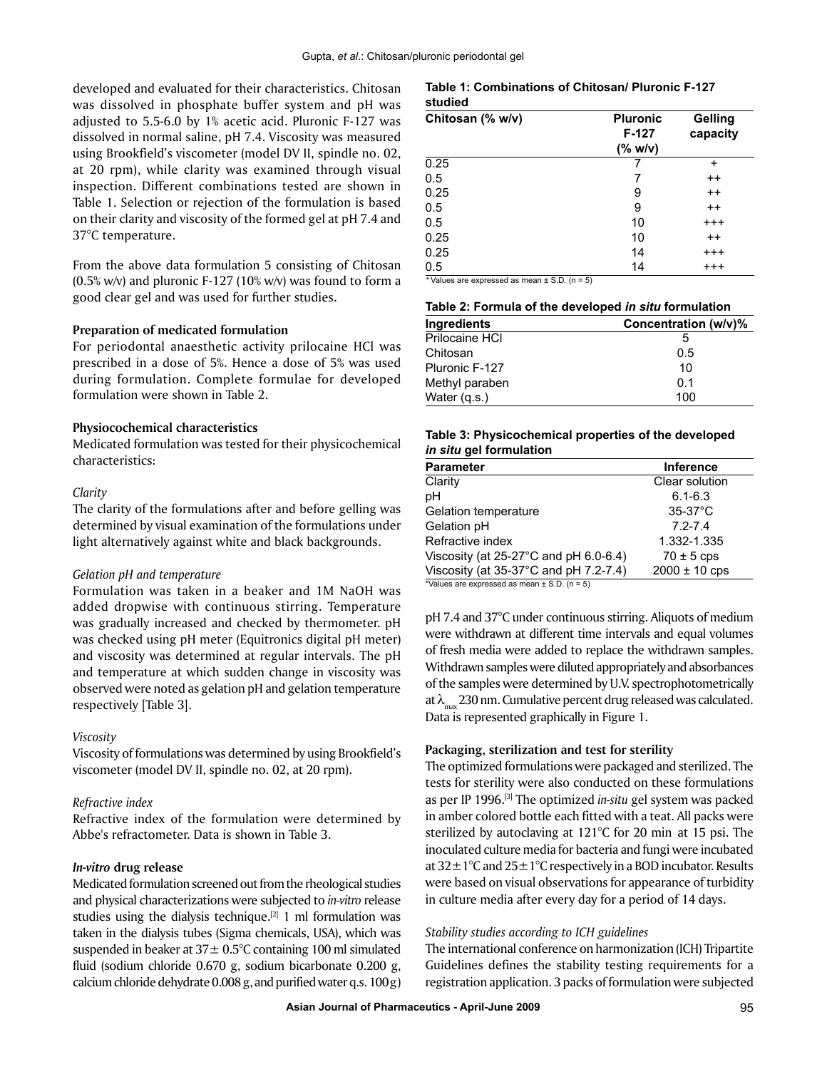developed and evaluated for their characteristics. Chitosan was dissolved in phosphate buffer system and pH was adjusted to 5.5-6.0 by 1% acetic acid. Pluronic F-127 was dissolved in normal saline, pH 7.4. Viscosity was measured using Brookfield's viscometer (model DV II, spindle no. 02, at 20 rpm), while clarity was examined through visual inspection. Different combinations tested are shown in Table 1. Selection or rejection of the formulation is based on their clarity and viscosity of the formed gel at pH 7.4 and 37°C temperature.

From the above data formulation 5 consisting of Chitosan (0.5% w/v) and pluronic F-127 (10% w/v) was found to form a good clear gel and was used for further studies.

**Preparation of medicated formulation**

For periodontal anaesthetic activity prilocaine HCl was prescribed in a dose of 5%. Hence a dose of 5% was used during formulation. Complete formulae for developed formulation were shown in Table 2.

**Physiocochemical characteristics**

Medicated formulation was tested for their physicochemical characteristics:

*Clarity*

The clarity of the formulations after and before gelling was determined by visual examination of the formulations under light alternatively against white and black backgrounds.

*Gelation pH and temperature*

Formulation was taken in a beaker and 1M NaOH was added dropwise with continuous stirring. Temperature was gradually increased and checked by thermometer. pH was checked using pH meter (Equitronics digital pH meter) and viscosity was determined at regular intervals. The pH and temperature at which sudden change in viscosity was observed were noted as gelation pH and gelation temperature respectively [Table 3].

*Viscosity*

Viscosity of formulations was determined by using Brookfield's viscometer (model DV II, spindle no. 02, at 20 rpm).

*Refractive index*

Refractive index of the formulation were determined by Abbe's refractometer. Data is shown in Table 3.

***In-vitro* drug release**

Medicated formulation screened out from the rheological studies and physical characterizations were subjected to *in-vitro* release studies using the dialysis technique.[2] 1 ml formulation was taken in the dialysis tubes (Sigma chemicals, USA), which was suspended in beaker at 37± 0.5°C containing 100 ml simulated fluid (sodium chloride 0.670 g, sodium bicarbonate 0.200 g, calcium chloride dehydrate 0.008 g, and purified water q.s. 100 g) pH 7.4 and 37°C under continuous stirring. Aliquots of medium were withdrawn at different time intervals and equal volumes of fresh media were added to replace the withdrawn samples. Withdrawn samples were diluted appropriately and absorbances of the samples were determined by U.V. spectrophotometrically at $\lambda_{max}$ 230 nm. Cumulative percent drug released was calculated. Data is represented graphically in Figure 1.

**Table 1: Combinations of Chitosan/ Pluronic F-127 studied**

| Chitosan (% w/v) | Pluronic F-127 (% w/v) | Gelling capacity |
|---|---|---|
| 0.25 | 7 | + |
| 0.5 | 7 | ++ |
| 0.25 | 9 | ++ |
| 0.5 | 9 | ++ |
| 0.5 | 10 | +++ |
| 0.25 | 10 | ++ |
| 0.25 | 14 | +++ |
| 0.5 | 14 | +++ |

*Values are expressed as mean ± S.D. (n = 5)

**Table 2: Formula of the developed *in situ* formulation**

| Ingredients | Concentration (w/v)% |
|---|---|
| Prilocaine HCl | 5 |
| Chitosan | 0.5 |
| Pluronic F-127 | 10 |
| Methyl paraben | 0.1 |
| Water (q.s.) | 100 |

**Table 3: Physicochemical properties of the developed *in situ* gel formulation**

| Parameter | Inference |
|---|---|
| Clarity | Clear solution |
| pH | 6.1-6.3 |
| Gelation temperature | 35-37°C |
| Gelation pH | 7.2-7.4 |
| Refractive index | 1.332-1.335 |
| Viscosity (at 25-27°C and pH 6.0-6.4) | 70 ± 5 cps |
| Viscosity (at 35-37°C and pH 7.2-7.4) | 2000 ± 10 cps |

*Values are expressed as mean ± S.D. (n = 5)

**Packaging, sterilization and test for sterility**

The optimized formulations were packaged and sterilized. The tests for sterility were also conducted on these formulations as per IP 1996.[3] The optimized *in-situ* gel system was packed in amber colored bottle each fitted with a teat. All packs were sterilized by autoclaving at 121°C for 20 min at 15 psi. The inoculated culture media for bacteria and fungi were incubated at 32± 1°C and 25± 1°C respectively in a BOD incubator. Results were based on visual observations for appearance of turbidity in culture media after every day for a period of 14 days.

*Stability studies according to ICH guidelines*

The international conference on harmonization (ICH) Tripartite Guidelines defines the stability testing requirements for a registration application. 3 packs of formulation were subjected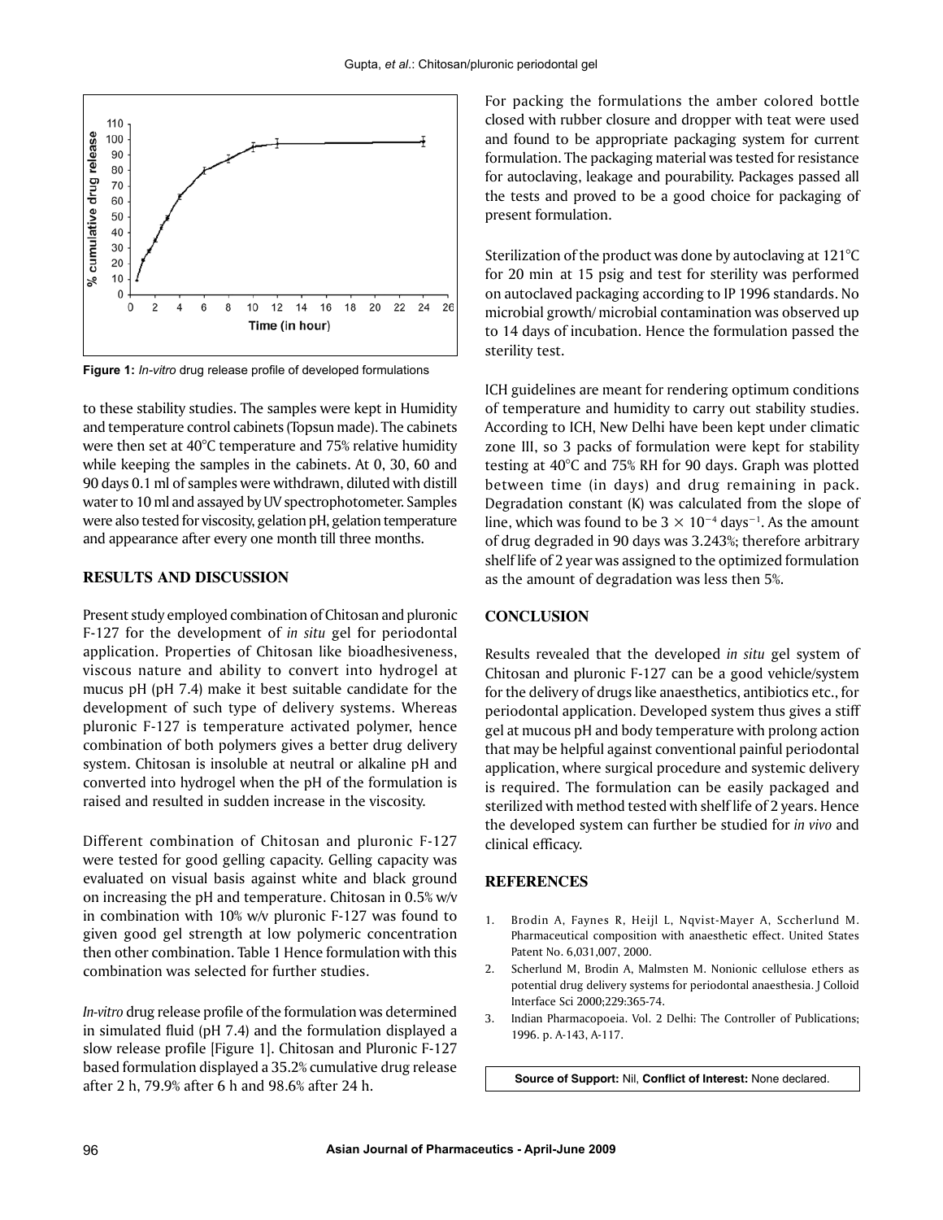110
100
90
80
70
60
50
40
30
20
10
0

% cumulative drug release

0 2 4 6 8 10 12 14 16 18 20 22 24 26

Time (in hour)

**Figure 1:** *In-vitro* drug release profile of developed formulations

to these stability studies. The samples were kept in Humidity and temperature control cabinets (Topsun made). The cabinets were then set at 40°C temperature and 75% relative humidity while keeping the samples in the cabinets. At 0, 30, 60 and 90 days 0.1 ml of samples were withdrawn, diluted with distill water to 10 ml and assayed by UV spectrophotometer. Samples were also tested for viscosity, gelation pH, gelation temperature and appearance after every one month till three months.

## RESULTS AND DISCUSSION

Present study employed combination of Chitosan and pluronic F-127 for the development of *in situ* gel for periodontal application. Properties of Chitosan like bioadhesiveness, viscous nature and ability to convert into hydrogel at mucus pH (pH 7.4) make it best suitable candidate for the development of such type of delivery systems. Whereas pluronic F-127 is temperature activated polymer, hence combination of both polymers gives a better drug delivery system. Chitosan is insoluble at neutral or alkaline pH and converted into hydrogel when the pH of the formulation is raised and resulted in sudden increase in the viscosity.

Different combination of Chitosan and pluronic F-127 were tested for good gelling capacity. Gelling capacity was evaluated on visual basis against white and black ground on increasing the pH and temperature. Chitosan in 0.5% w/v in combination with 10% w/v pluronic F-127 was found to given good gel strength at low polymeric concentration then other combination. Table 1 Hence formulation with this combination was selected for further studies.

*In-vitro* drug release profile of the formulation was determined in simulated fluid (pH 7.4) and the formulation displayed a slow release profile [Figure 1]. Chitosan and Pluronic F-127 based formulation displayed a 35.2% cumulative drug release after 2 h, 79.9% after 6 h and 98.6% after 24 h.

For packing the formulations the amber colored bottle closed with rubber closure and dropper with teat were used and found to be appropriate packaging system for current formulation. The packaging material was tested for resistance for autoclaving, leakage and pourability. Packages passed all the tests and proved to be a good choice for packaging of present formulation.

Sterilization of the product was done by autoclaving at 121°C for 20 min at 15 psig and test for sterility was performed on autoclaved packaging according to IP 1996 standards. No microbial growth/ microbial contamination was observed up to 14 days of incubation. Hence the formulation passed the sterility test.

ICH guidelines are meant for rendering optimum conditions of temperature and humidity to carry out stability studies. According to ICH, New Delhi have been kept under climatic zone III, so 3 packs of formulation were kept for stability testing at 40°C and 75% RH for 90 days. Graph was plotted between time (in days) and drug remaining in pack. Degradation constant (K) was calculated from the slope of line, which was found to be $3 \times 10^{-4}$ days$^{-1}$. As the amount of drug degraded in 90 days was 3.243%; therefore arbitrary shelf life of 2 year was assigned to the optimized formulation as the amount of degradation was less then 5%.

## CONCLUSION

Results revealed that the developed *in situ* gel system of Chitosan and pluronic F-127 can be a good vehicle/system for the delivery of drugs like anaesthetics, antibiotics etc., for periodontal application. Developed system thus gives a stiff gel at mucous pH and body temperature with prolong action that may be helpful against conventional painful periodontal application, where surgical procedure and systemic delivery is required. The formulation can be easily packaged and sterilized with method tested with shelf life of 2 years. Hence the developed system can further be studied for *in vivo* and clinical efficacy.

## REFERENCES

1. Brodin A, Faynes R, Heijl L, Nqvist-Mayer A, Sccherlund M. Pharmaceutical composition with anaesthetic effect. United States Patent No. 6,031,007, 2000.
2. Scherlund M, Brodin A, Malmsten M. Nonionic cellulose ethers as potential drug delivery systems for periodontal anaesthesia. J Colloid Interface Sci 2000;229:365-74.
3. Indian Pharmacopoeia. Vol. 2 Delhi: The Controller of Publications; 1996. p. A-143, A-117.

**Source of Support:** Nil, **Conflict of Interest:** None declared.